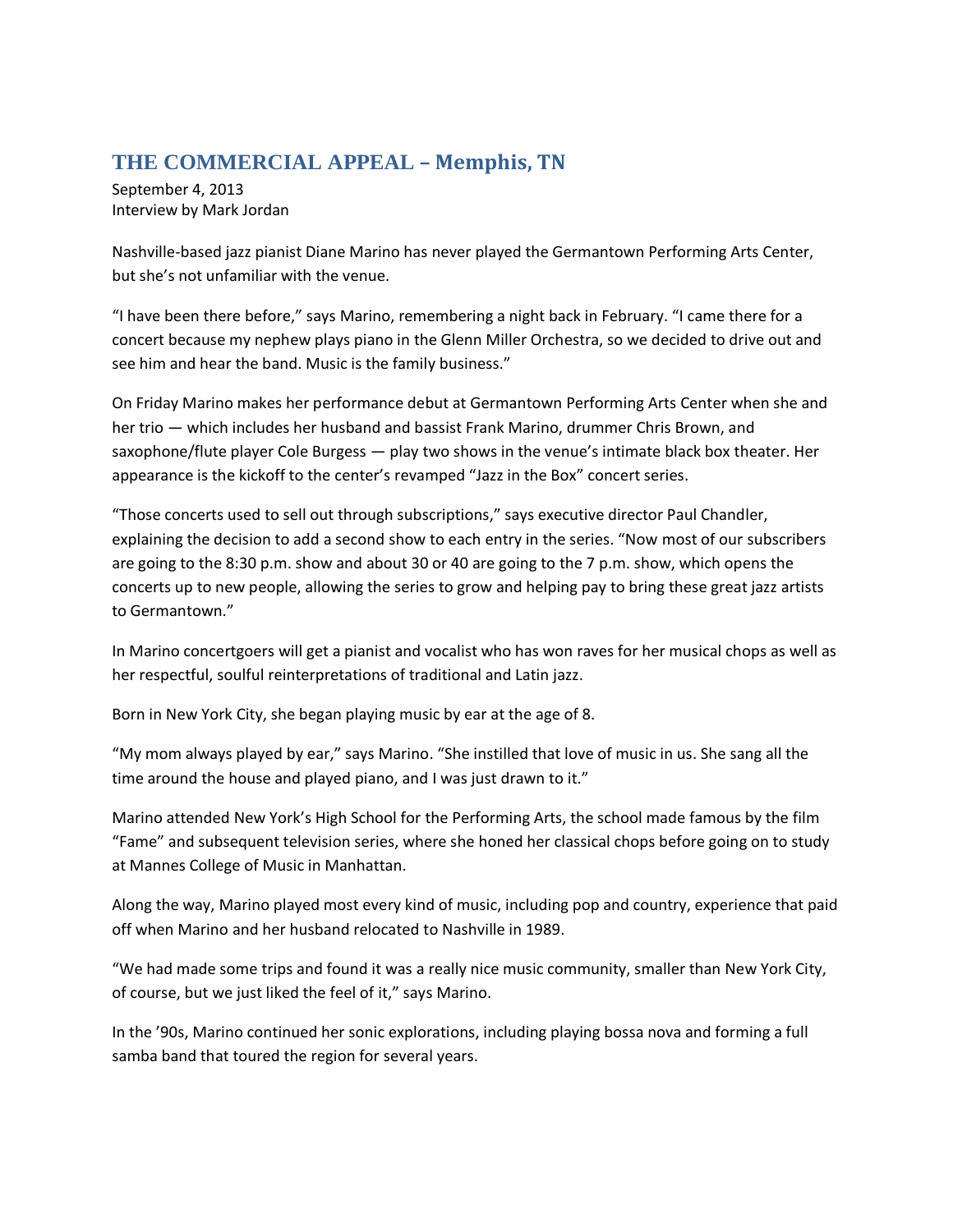## THE COMMERCIAL APPEAL – Memphis, TN

September 4, 2013
Interview by Mark Jordan

Nashville-based jazz pianist Diane Marino has never played the Germantown Performing Arts Center, but she's not unfamiliar with the venue.

"I have been there before," says Marino, remembering a night back in February. "I came there for a concert because my nephew plays piano in the Glenn Miller Orchestra, so we decided to drive out and see him and hear the band. Music is the family business."

On Friday Marino makes her performance debut at Germantown Performing Arts Center when she and her trio — which includes her husband and bassist Frank Marino, drummer Chris Brown, and saxophone/flute player Cole Burgess — play two shows in the venue's intimate black box theater. Her appearance is the kickoff to the center's revamped "Jazz in the Box" concert series.

"Those concerts used to sell out through subscriptions," says executive director Paul Chandler, explaining the decision to add a second show to each entry in the series. "Now most of our subscribers are going to the 8:30 p.m. show and about 30 or 40 are going to the 7 p.m. show, which opens the concerts up to new people, allowing the series to grow and helping pay to bring these great jazz artists to Germantown."

In Marino concertgoers will get a pianist and vocalist who has won raves for her musical chops as well as her respectful, soulful reinterpretations of traditional and Latin jazz.

Born in New York City, she began playing music by ear at the age of 8.

"My mom always played by ear," says Marino. "She instilled that love of music in us. She sang all the time around the house and played piano, and I was just drawn to it."

Marino attended New York's High School for the Performing Arts, the school made famous by the film "Fame" and subsequent television series, where she honed her classical chops before going on to study at Mannes College of Music in Manhattan.

Along the way, Marino played most every kind of music, including pop and country, experience that paid off when Marino and her husband relocated to Nashville in 1989.

"We had made some trips and found it was a really nice music community, smaller than New York City, of course, but we just liked the feel of it," says Marino.

In the '90s, Marino continued her sonic explorations, including playing bossa nova and forming a full samba band that toured the region for several years.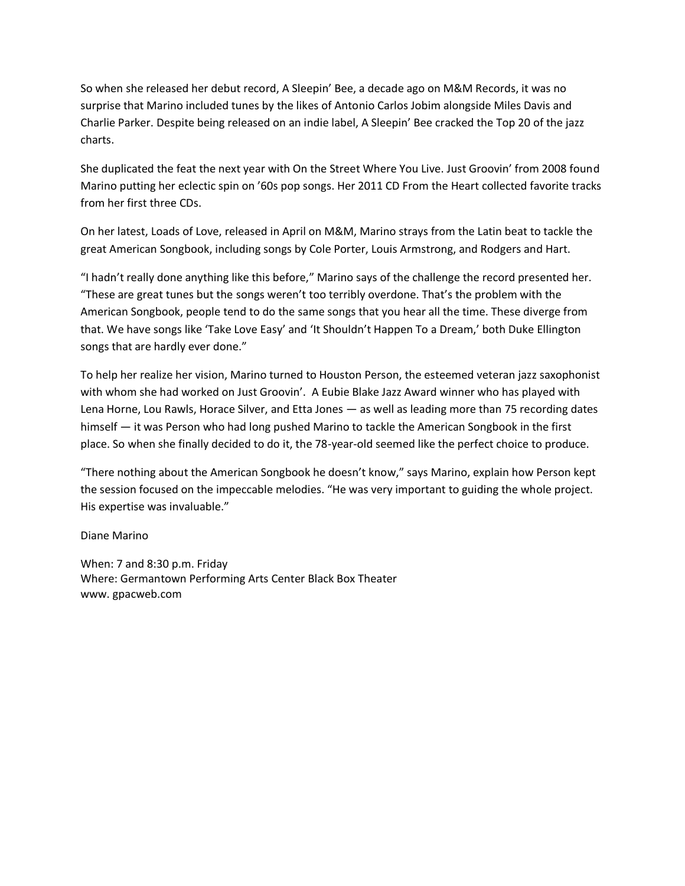So when she released her debut record, A Sleepin' Bee, a decade ago on M&M Records, it was no surprise that Marino included tunes by the likes of Antonio Carlos Jobim alongside Miles Davis and Charlie Parker. Despite being released on an indie label, A Sleepin' Bee cracked the Top 20 of the jazz charts.

She duplicated the feat the next year with On the Street Where You Live. Just Groovin' from 2008 found Marino putting her eclectic spin on '60s pop songs. Her 2011 CD From the Heart collected favorite tracks from her first three CDs.

On her latest, Loads of Love, released in April on M&M, Marino strays from the Latin beat to tackle the great American Songbook, including songs by Cole Porter, Louis Armstrong, and Rodgers and Hart.

"I hadn't really done anything like this before," Marino says of the challenge the record presented her. "These are great tunes but the songs weren't too terribly overdone. That's the problem with the American Songbook, people tend to do the same songs that you hear all the time. These diverge from that. We have songs like 'Take Love Easy' and 'It Shouldn't Happen To a Dream,' both Duke Ellington songs that are hardly ever done."

To help her realize her vision, Marino turned to Houston Person, the esteemed veteran jazz saxophonist with whom she had worked on Just Groovin'. A Eubie Blake Jazz Award winner who has played with Lena Horne, Lou Rawls, Horace Silver, and Etta Jones — as well as leading more than 75 recording dates himself — it was Person who had long pushed Marino to tackle the American Songbook in the first place. So when she finally decided to do it, the 78-year-old seemed like the perfect choice to produce.

"There nothing about the American Songbook he doesn't know," says Marino, explain how Person kept the session focused on the impeccable melodies. "He was very important to guiding the whole project. His expertise was invaluable."

Diane Marino

When: 7 and 8:30 p.m. Friday
Where: Germantown Performing Arts Center Black Box Theater
www. gpacweb.com